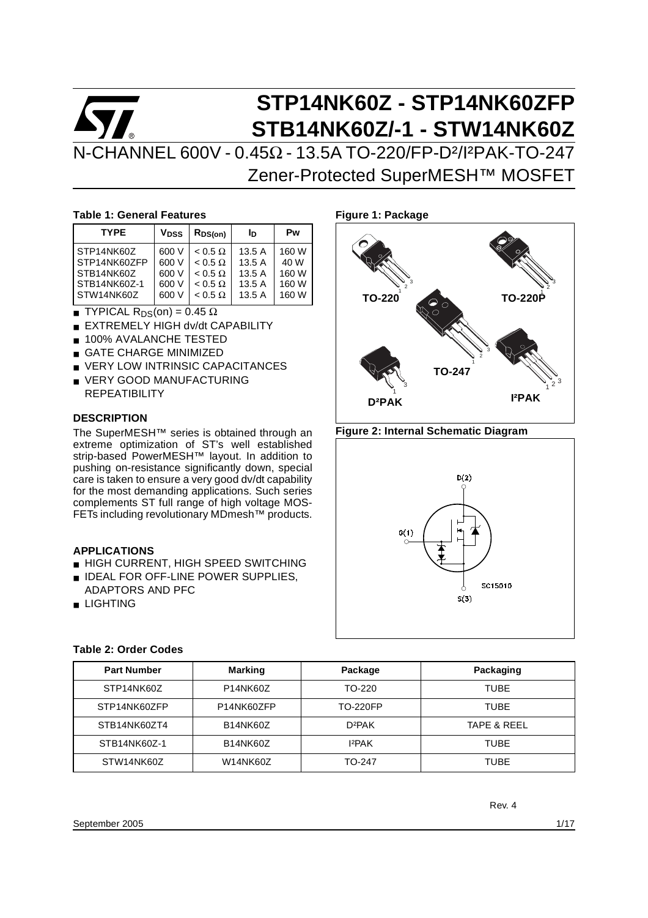# STP14NK60Z - STP14NK60ZFP
# STB14NK60Z/-1 - STW14NK60Z

## N-CHANNEL 600V - 0.45Ω - 13.5A TO-220/FP-D²/I²PAK-TO-247 Zener-Protected SuperMESH™ MOSFET

**Table 1: General Features**

| TYPE | $V_{DSS}$ | $R_{DS(on)}$ | $I_D$ | Pw |
|---|---|---|---|---|
| STP14NK60Z | 600 V | < 0.5 Ω | 13.5 A | 160 W |
| STP14NK60ZFP | 600 V | < 0.5 Ω | 13.5 A | 40 W |
| STB14NK60Z | 600 V | < 0.5 Ω | 13.5 A | 160 W |
| STB14NK60Z-1 | 600 V | < 0.5 Ω | 13.5 A | 160 W |
| STW14NK60Z | 600 V | < 0.5 Ω | 13.5 A | 160 W |

- TYPICAL $R_{DS}(on)$ = 0.45 Ω
- EXTREMELY HIGH dv/dt CAPABILITY
- 100% AVALANCHE TESTED
- GATE CHARGE MINIMIZED
- VERY LOW INTRINSIC CAPACITANCES
- VERY GOOD MANUFACTURING REPEATIBILITY

### DESCRIPTION

The SuperMESH™ series is obtained through an extreme optimization of ST's well established strip-based PowerMESH™ layout. In addition to pushing on-resistance significantly down, special care is taken to ensure a very good dv/dt capability for the most demanding applications. Such series complements ST full range of high voltage MOSFETs including revolutionary MDmesh™ products.

### APPLICATIONS

- HIGH CURRENT, HIGH SPEED SWITCHING
- IDEAL FOR OFF-LINE POWER SUPPLIES, ADAPTORS AND PFC
- LIGHTING

**Figure 1: Package**

TO-220, TO-220FP, TO-247, D²PAK, I²PAK

**Figure 2: Internal Schematic Diagram**

D(2), G(1), S(3), SC15010

**Table 2: Order Codes**

| Part Number | Marking | Package | Packaging |
|---|---|---|---|
| STP14NK60Z | P14NK60Z | TO-220 | TUBE |
| STP14NK60ZFP | P14NK60ZFP | TO-220FP | TUBE |
| STB14NK60ZT4 | B14NK60Z | D²PAK | TAPE & REEL |
| STB14NK60Z-1 | B14NK60Z | I²PAK | TUBE |
| STW14NK60Z | W14NK60Z | TO-247 | TUBE |

Rev. 4

September 2005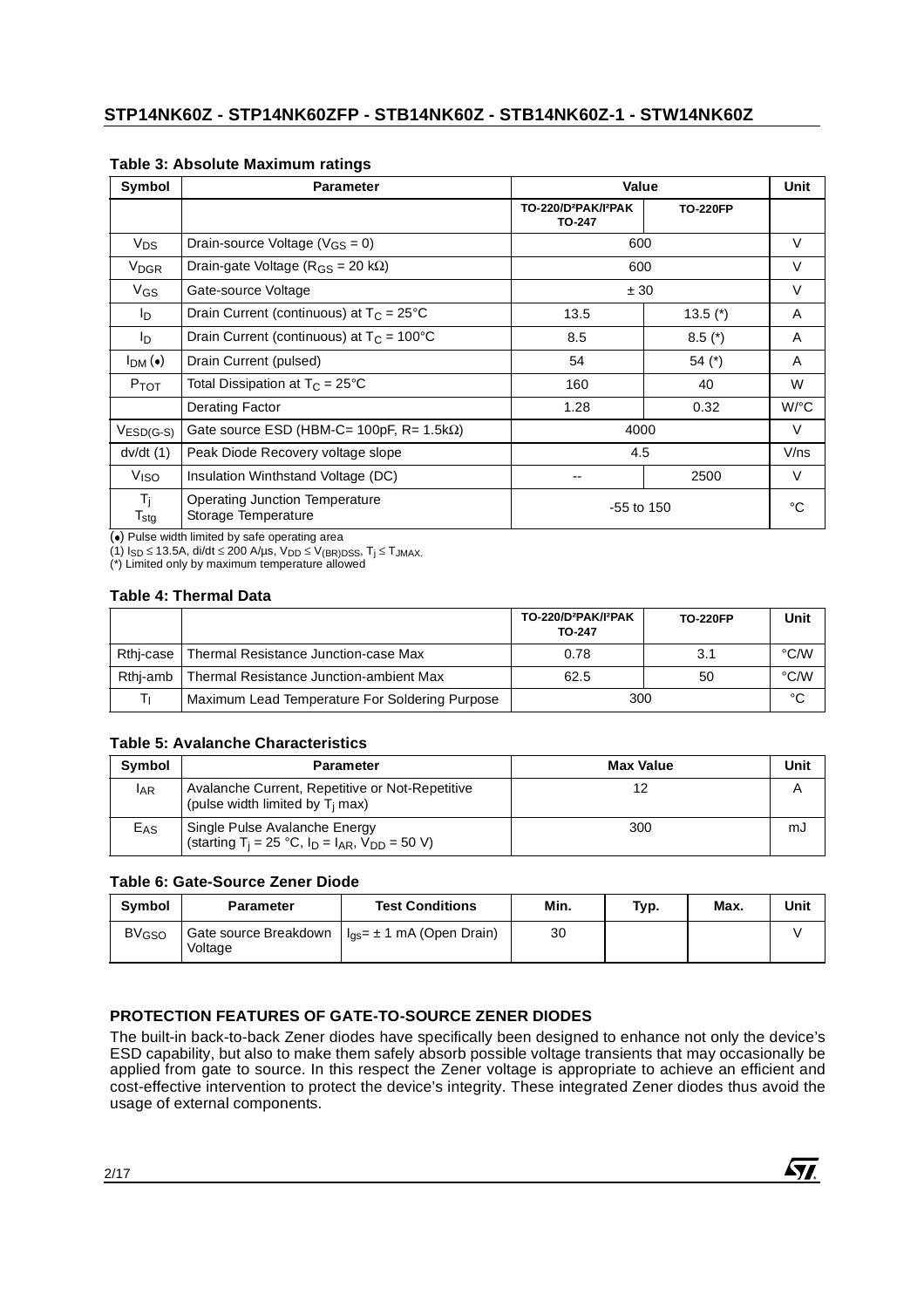**Table 3: Absolute Maximum ratings**

| Symbol | Parameter | Value | | Unit |
|---|---|---|---|---|
| | | TO-220/D²PAK/I²PAK TO-247 | TO-220FP | |
| $V_{DS}$ | Drain-source Voltage ($V_{GS}$ = 0) | 600 | | V |
| $V_{DGR}$ | Drain-gate Voltage ($R_{GS}$ = 20 kΩ) | 600 | | V |
| $V_{GS}$ | Gate-source Voltage | ± 30 | | V |
| $I_D$ | Drain Current (continuous) at $T_C$ = 25°C | 13.5 | 13.5 (*) | A |
| $I_D$ | Drain Current (continuous) at $T_C$ = 100°C | 8.5 | 8.5 (*) | A |
| $I_{DM}$ (•) | Drain Current (pulsed) | 54 | 54 (*) | A |
| $P_{TOT}$ | Total Dissipation at $T_C$ = 25°C | 160 | 40 | W |
| | Derating Factor | 1.28 | 0.32 | W/°C |
| $V_{ESD(G-S)}$ | Gate source ESD (HBM-C= 100pF, R= 1.5kΩ) | 4000 | | V |
| dv/dt (1) | Peak Diode Recovery voltage slope | 4.5 | | V/ns |
| $V_{ISO}$ | Insulation Winthstand Voltage (DC) | -- | 2500 | V |
| $T_j$ $T_{stg}$ | Operating Junction Temperature Storage Temperature | -55 to 150 | | °C |

(•) Pulse width limited by safe operating area
(1) $I_{SD} \leq$ 13.5A, di/dt ≤ 200 A/µs, $V_{DD} \leq V_{(BR)DSS}$, $T_j \leq T_{JMAX}$.
(*) Limited only by maximum temperature allowed

**Table 4: Thermal Data**

| | | TO-220/D²PAK/I²PAK TO-247 | TO-220FP | Unit |
|---|---|---|---|---|
| Rthj-case | Thermal Resistance Junction-case Max | 0.78 | 3.1 | °C/W |
| Rthj-amb | Thermal Resistance Junction-ambient Max | 62.5 | 50 | °C/W |
| $T_l$ | Maximum Lead Temperature For Soldering Purpose | 300 | | °C |

**Table 5: Avalanche Characteristics**

| Symbol | Parameter | Max Value | Unit |
|---|---|---|---|
| $I_{AR}$ | Avalanche Current, Repetitive or Not-Repetitive (pulse width limited by $T_j$ max) | 12 | A |
| $E_{AS}$ | Single Pulse Avalanche Energy (starting $T_j$ = 25 °C, $I_D$ = $I_{AR}$, $V_{DD}$ = 50 V) | 300 | mJ |

**Table 6: Gate-Source Zener Diode**

| Symbol | Parameter | Test Conditions | Min. | Typ. | Max. | Unit |
|---|---|---|---|---|---|---|
| $BV_{GSO}$ | Gate source Breakdown Voltage | $I_{gs}$= ± 1 mA (Open Drain) | 30 | | | V |

**PROTECTION FEATURES OF GATE-TO-SOURCE ZENER DIODES**

The built-in back-to-back Zener diodes have specifically been designed to enhance not only the device's ESD capability, but also to make them safely absorb possible voltage transients that may occasionally be applied from gate to source. In this respect the Zener voltage is appropriate to achieve an efficient and cost-effective intervention to protect the device's integrity. These integrated Zener diodes thus avoid the usage of external components.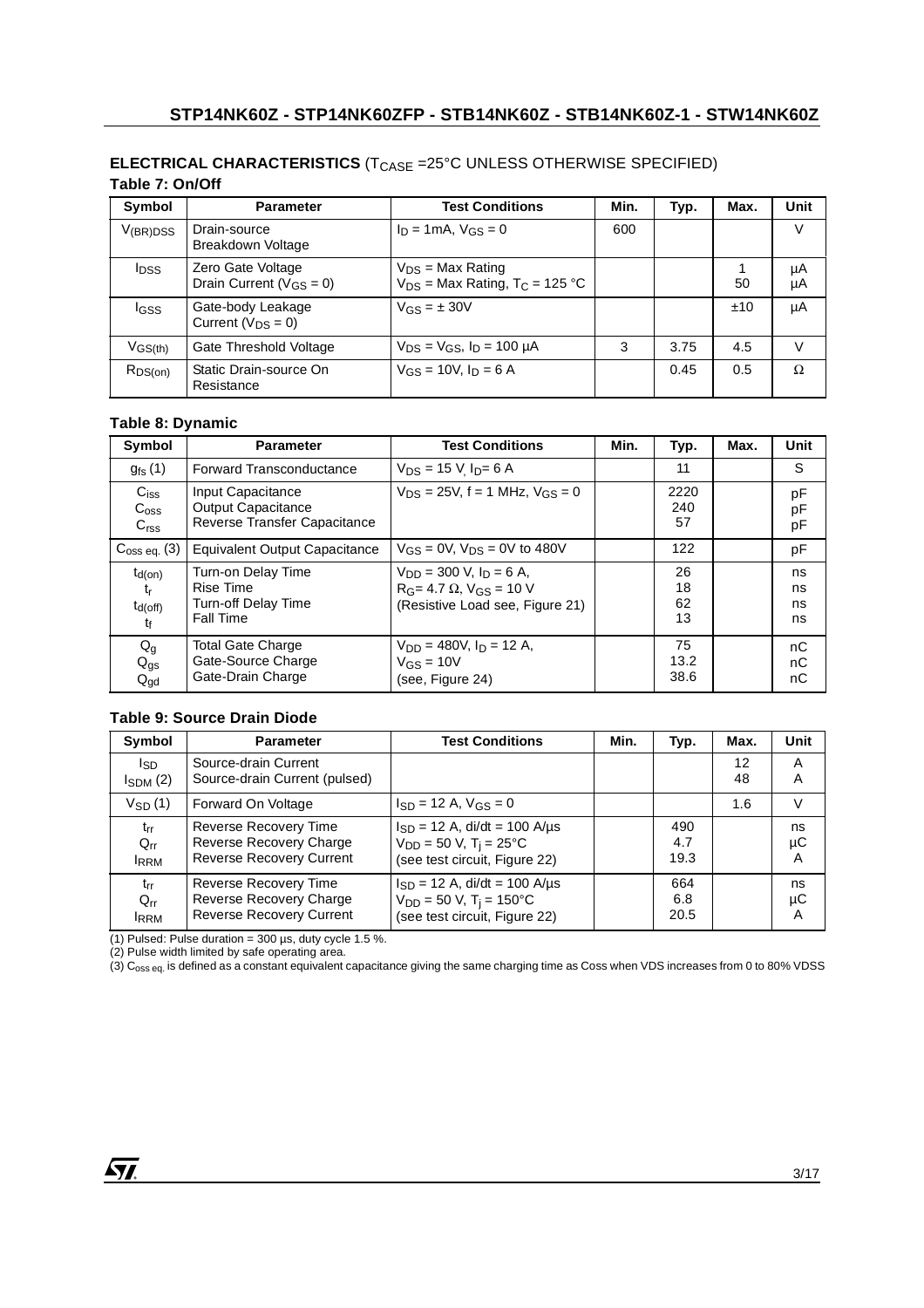**ELECTRICAL CHARACTERISTICS** ($T_{CASE}$ =25°C UNLESS OTHERWISE SPECIFIED)

**Table 7: On/Off**

| Symbol | Parameter | Test Conditions | Min. | Typ. | Max. | Unit |
|---|---|---|---|---|---|---|
| $V_{(BR)DSS}$ | Drain-source Breakdown Voltage | $I_D$ = 1mA, $V_{GS}$ = 0 | 600 | | | V |
| $I_{DSS}$ | Zero Gate Voltage Drain Current ($V_{GS}$ = 0) | $V_{DS}$ = Max Rating<br>$V_{DS}$ = Max Rating, $T_C$ = 125 °C | | | 1<br>50 | µA<br>µA |
| $I_{GSS}$ | Gate-body Leakage Current ($V_{DS}$ = 0) | $V_{GS}$ = ± 30V | | | ±10 | µA |
| $V_{GS(th)}$ | Gate Threshold Voltage | $V_{DS}$ = $V_{GS}$, $I_D$ = 100 µA | 3 | 3.75 | 4.5 | V |
| $R_{DS(on)}$ | Static Drain-source On Resistance | $V_{GS}$ = 10V, $I_D$ = 6 A | | 0.45 | 0.5 | Ω |

**Table 8: Dynamic**

| Symbol | Parameter | Test Conditions | Min. | Typ. | Max. | Unit |
|---|---|---|---|---|---|---|
| $g_{fs}$ (1) | Forward Transconductance | $V_{DS}$ = 15 V, $I_D$= 6 A | | 11 | | S |
| $C_{iss}$<br>$C_{oss}$<br>$C_{rss}$ | Input Capacitance<br>Output Capacitance<br>Reverse Transfer Capacitance | $V_{DS}$ = 25V, f = 1 MHz, $V_{GS}$ = 0 | | 2220<br>240<br>57 | | pF<br>pF<br>pF |
| $C_{oss\ eq.}$ (3) | Equivalent Output Capacitance | $V_{GS}$ = 0V, $V_{DS}$ = 0V to 480V | | 122 | | pF |
| $t_{d(on)}$<br>$t_r$<br>$t_{d(off)}$<br>$t_f$ | Turn-on Delay Time<br>Rise Time<br>Turn-off Delay Time<br>Fall Time | $V_{DD}$ = 300 V, $I_D$ = 6 A,<br>$R_G$= 4.7 Ω, $V_{GS}$ = 10 V<br>(Resistive Load see, Figure 21) | | 26<br>18<br>62<br>13 | | ns<br>ns<br>ns<br>ns |
| $Q_g$<br>$Q_{gs}$<br>$Q_{gd}$ | Total Gate Charge<br>Gate-Source Charge<br>Gate-Drain Charge | $V_{DD}$ = 480V, $I_D$ = 12 A,<br>$V_{GS}$ = 10V<br>(see, Figure 24) | | 75<br>13.2<br>38.6 | | nC<br>nC<br>nC |

**Table 9: Source Drain Diode**

| Symbol | Parameter | Test Conditions | Min. | Typ. | Max. | Unit |
|---|---|---|---|---|---|---|
| $I_{SD}$<br>$I_{SDM}$ (2) | Source-drain Current<br>Source-drain Current (pulsed) | | | | 12<br>48 | A<br>A |
| $V_{SD}$ (1) | Forward On Voltage | $I_{SD}$ = 12 A, $V_{GS}$ = 0 | | | 1.6 | V |
| $t_{rr}$<br>$Q_{rr}$<br>$I_{RRM}$ | Reverse Recovery Time<br>Reverse Recovery Charge<br>Reverse Recovery Current | $I_{SD}$ = 12 A, di/dt = 100 A/µs<br>$V_{DD}$ = 50 V, $T_j$ = 25°C<br>(see test circuit, Figure 22) | | 490<br>4.7<br>19.3 | | ns<br>µC<br>A |
| $t_{rr}$<br>$Q_{rr}$<br>$I_{RRM}$ | Reverse Recovery Time<br>Reverse Recovery Charge<br>Reverse Recovery Current | $I_{SD}$ = 12 A, di/dt = 100 A/µs<br>$V_{DD}$ = 50 V, $T_j$ = 150°C<br>(see test circuit, Figure 22) | | 664<br>6.8<br>20.5 | | ns<br>µC<br>A |

(1) Pulsed: Pulse duration = 300 µs, duty cycle 1.5 %.
(2) Pulse width limited by safe operating area.
(3) $C_{oss\ eq.}$ is defined as a constant equivalent capacitance giving the same charging time as Coss when VDS increases from 0 to 80% VDSS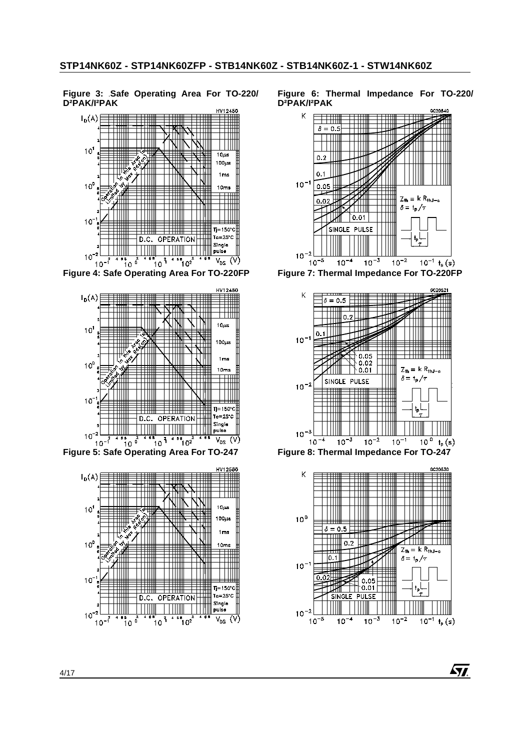Figure 3: Safe Operating Area For TO-220/ D²PAK/I²PAK

Figure 6: Thermal Impedance For TO-220/ D²PAK/I²PAK

Figure 4: Safe Operating Area For TO-220FP

Figure 7: Thermal Impedance For TO-220FP

Figure 5: Safe Operating Area For TO-247

Figure 8: Thermal Impedance For TO-247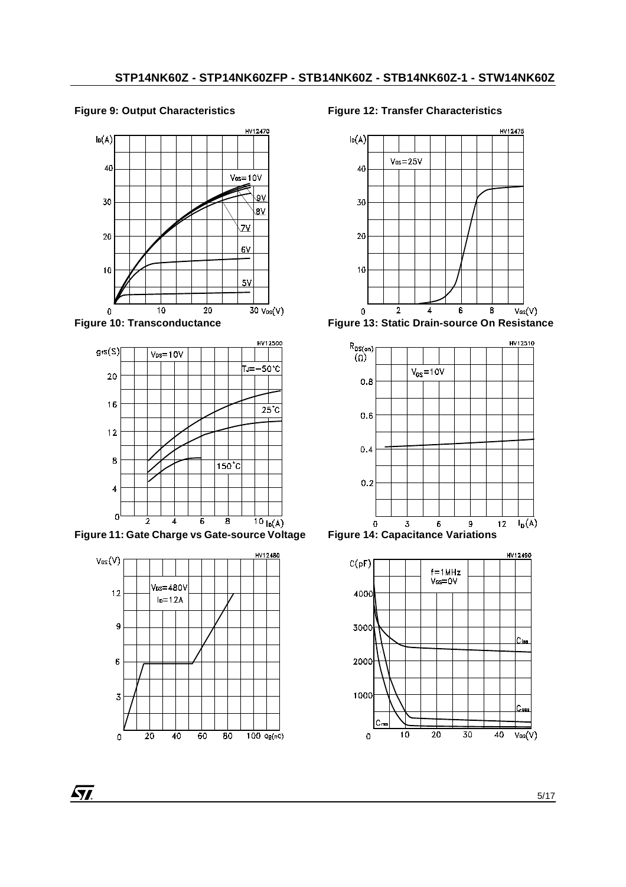**Figure 9: Output Characteristics**

**Figure 12: Transfer Characteristics**

**Figure 10: Transconductance**

**Figure 13: Static Drain-source On Resistance**

**Figure 11: Gate Charge vs Gate-source Voltage**

**Figure 14: Capacitance Variations**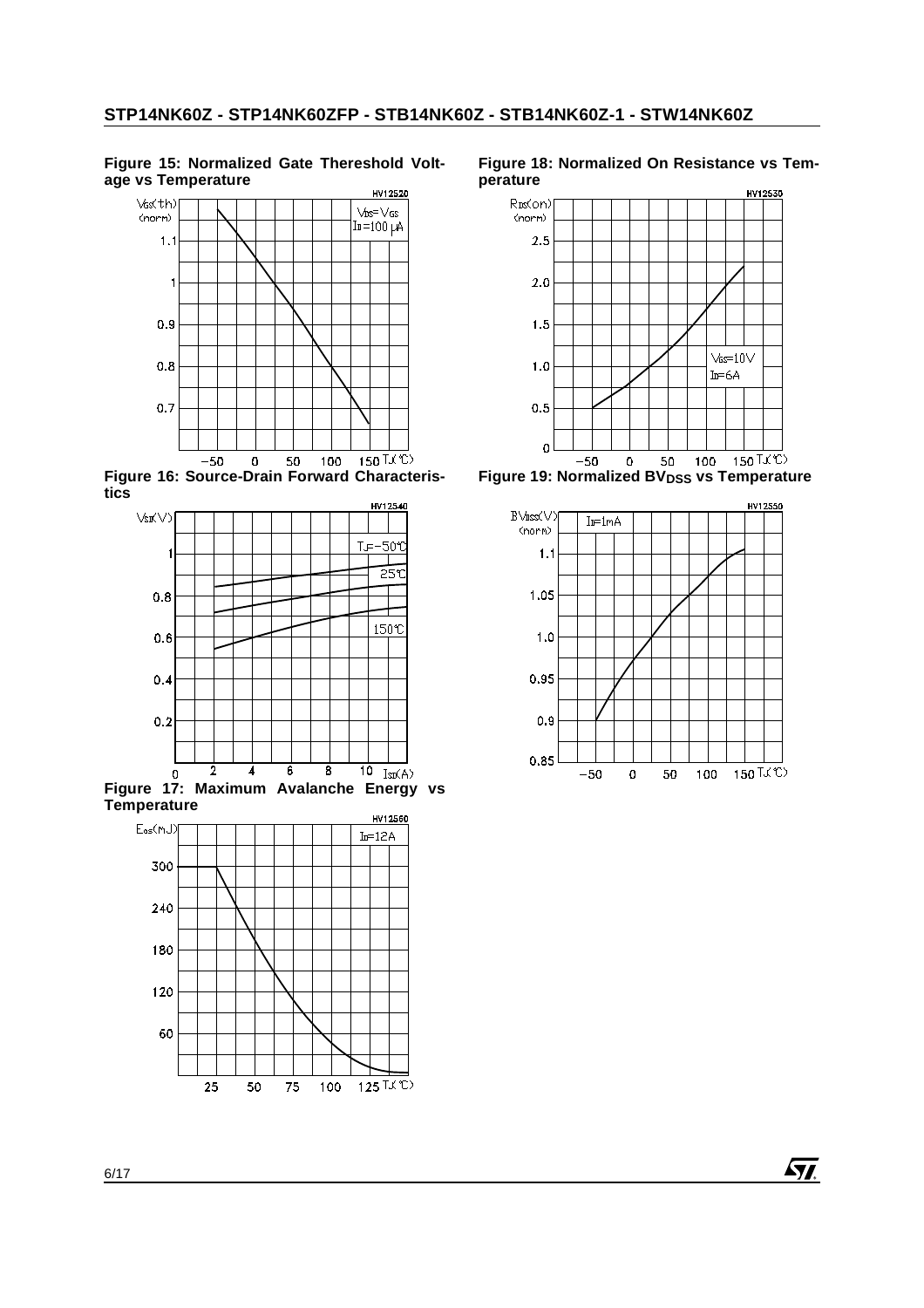Figure 15: Normalized Gate Thereshold Voltage vs Temperature

Figure 16: Source-Drain Forward Characteristics

Figure 17: Maximum Avalanche Energy vs Temperature

Figure 18: Normalized On Resistance vs Temperature

Figure 19: Normalized $BV_{DSS}$ vs Temperature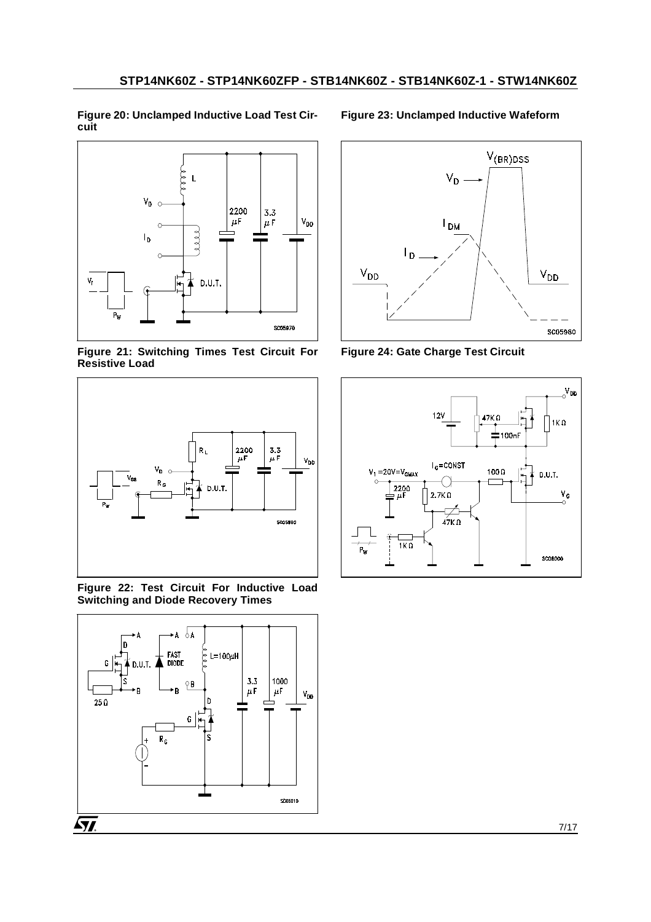**Figure 20: Unclamped Inductive Load Test Circuit**

**Figure 21: Switching Times Test Circuit For Resistive Load**

**Figure 22: Test Circuit For Inductive Load Switching and Diode Recovery Times**

**Figure 23: Unclamped Inductive Wafeform**

**Figure 24: Gate Charge Test Circuit**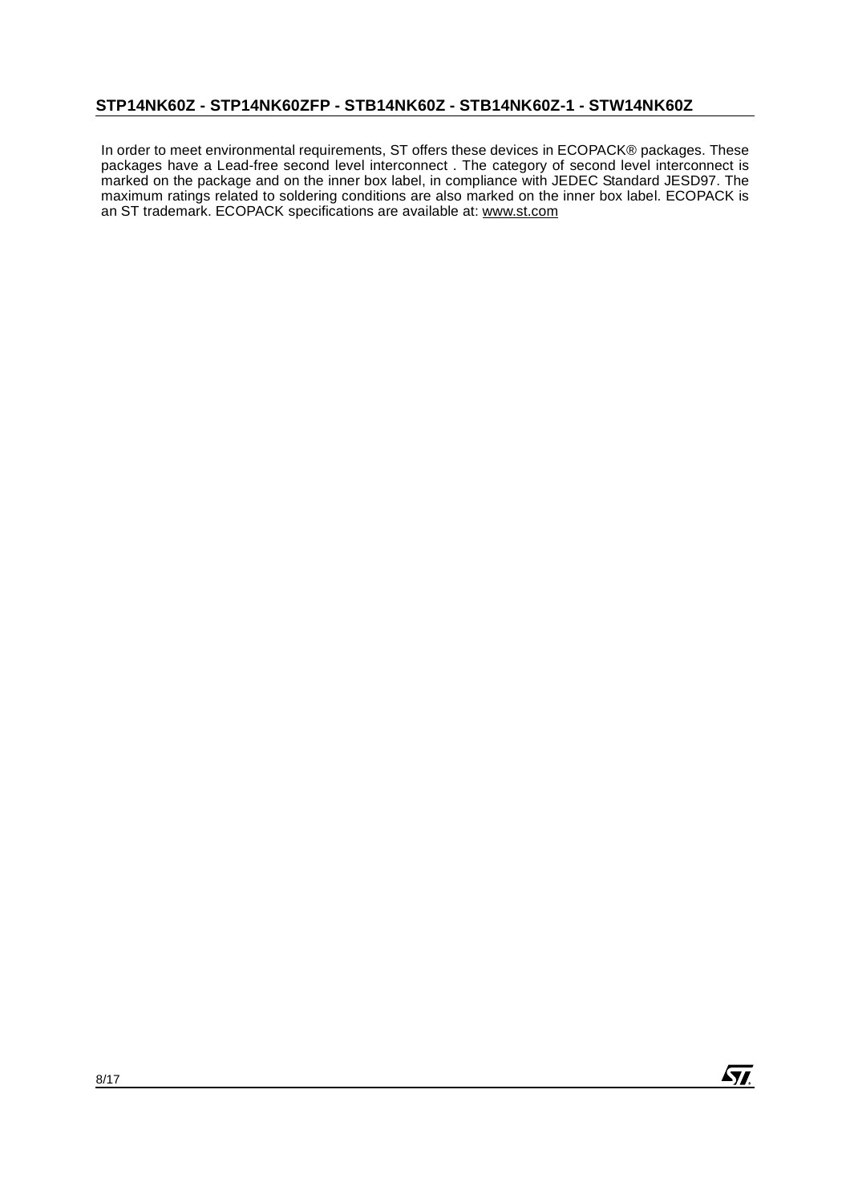In order to meet environmental requirements, ST offers these devices in ECOPACK® packages. These packages have a Lead-free second level interconnect . The category of second level interconnect is marked on the package and on the inner box label, in compliance with JEDEC Standard JESD97. The maximum ratings related to soldering conditions are also marked on the inner box label. ECOPACK is an ST trademark. ECOPACK specifications are available at: www.st.com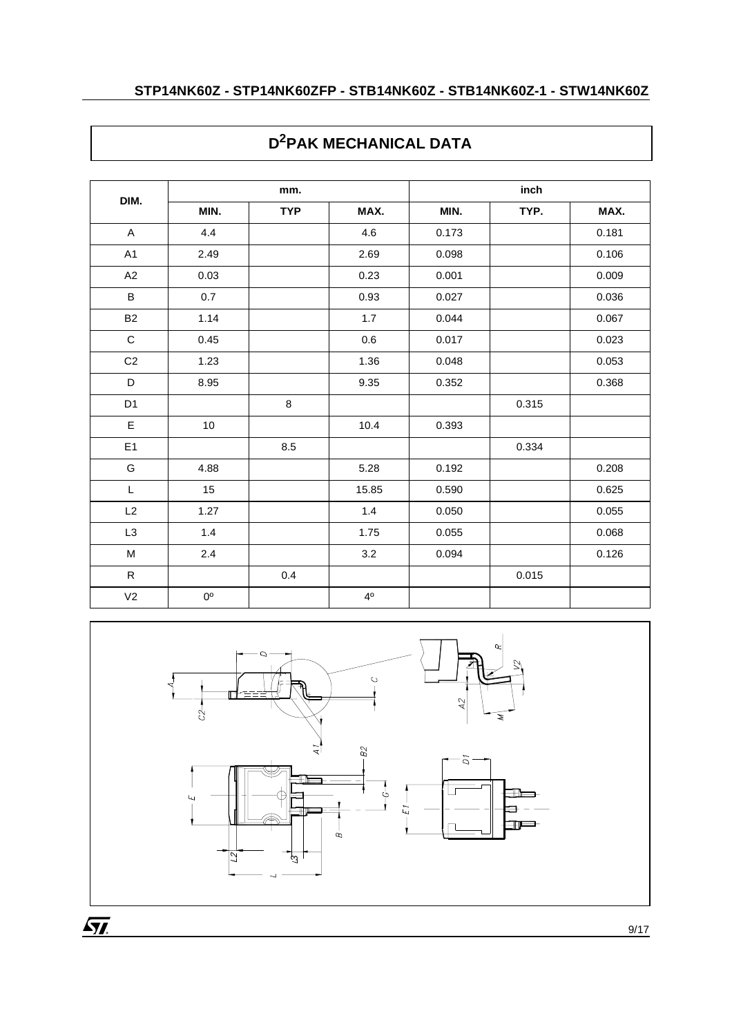# $D^2$PAK MECHANICAL DATA

| DIM. | mm. | | | inch | | |
|---|---|---|---|---|---|---|
| | MIN. | TYP | MAX. | MIN. | TYP. | MAX. |
| A | 4.4 | | 4.6 | 0.173 | | 0.181 |
| A1 | 2.49 | | 2.69 | 0.098 | | 0.106 |
| A2 | 0.03 | | 0.23 | 0.001 | | 0.009 |
| B | 0.7 | | 0.93 | 0.027 | | 0.036 |
| B2 | 1.14 | | 1.7 | 0.044 | | 0.067 |
| C | 0.45 | | 0.6 | 0.017 | | 0.023 |
| C2 | 1.23 | | 1.36 | 0.048 | | 0.053 |
| D | 8.95 | | 9.35 | 0.352 | | 0.368 |
| D1 | | 8 | | | 0.315 | |
| E | 10 | | 10.4 | 0.393 | | |
| E1 | | 8.5 | | | 0.334 | |
| G | 4.88 | | 5.28 | 0.192 | | 0.208 |
| L | 15 | | 15.85 | 0.590 | | 0.625 |
| L2 | 1.27 | | 1.4 | 0.050 | | 0.055 |
| L3 | 1.4 | | 1.75 | 0.055 | | 0.068 |
| M | 2.4 | | 3.2 | 0.094 | | 0.126 |
| R | | 0.4 | | | 0.015 | |
| V2 | 0º | | 4º | | | |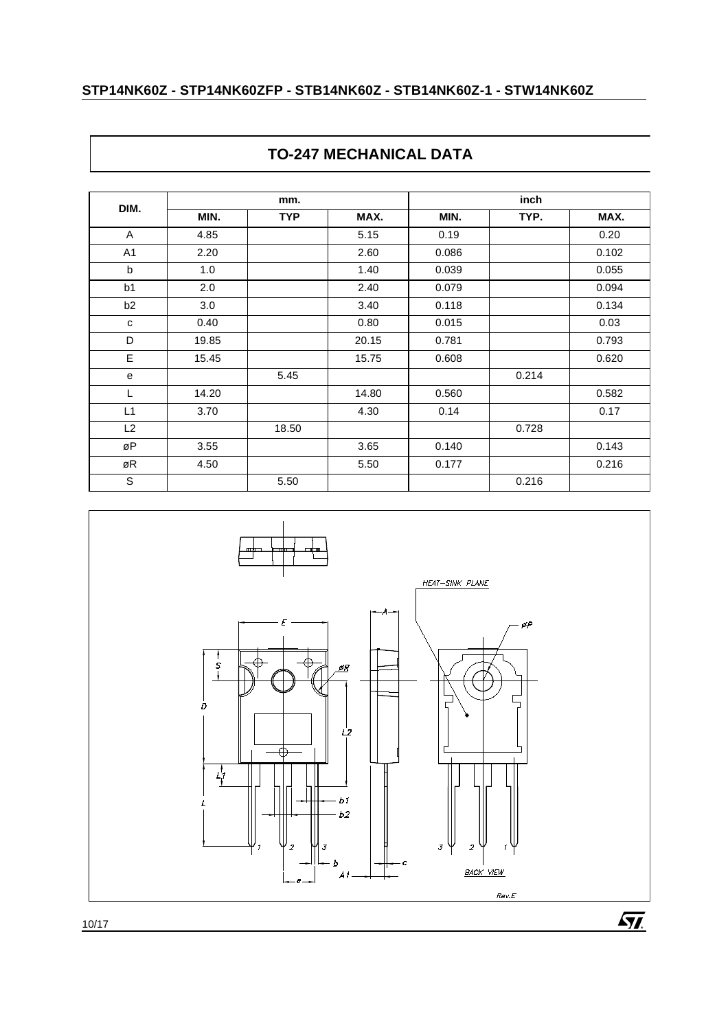## TO-247 MECHANICAL DATA

| DIM. | mm. | | | inch | | |
|---|---|---|---|---|---|---|
| | MIN. | TYP | MAX. | MIN. | TYP. | MAX. |
| A | 4.85 | | 5.15 | 0.19 | | 0.20 |
| A1 | 2.20 | | 2.60 | 0.086 | | 0.102 |
| b | 1.0 | | 1.40 | 0.039 | | 0.055 |
| b1 | 2.0 | | 2.40 | 0.079 | | 0.094 |
| b2 | 3.0 | | 3.40 | 0.118 | | 0.134 |
| c | 0.40 | | 0.80 | 0.015 | | 0.03 |
| D | 19.85 | | 20.15 | 0.781 | | 0.793 |
| E | 15.45 | | 15.75 | 0.608 | | 0.620 |
| e | | 5.45 | | | 0.214 | |
| L | 14.20 | | 14.80 | 0.560 | | 0.582 |
| L1 | 3.70 | | 4.30 | 0.14 | | 0.17 |
| L2 | | 18.50 | | | 0.728 | |
| øP | 3.55 | | 3.65 | 0.140 | | 0.143 |
| øR | 4.50 | | 5.50 | 0.177 | | 0.216 |
| S | | 5.50 | | | 0.216 | |

HEAT–SINK PLANE

BACK VIEW

Rev.E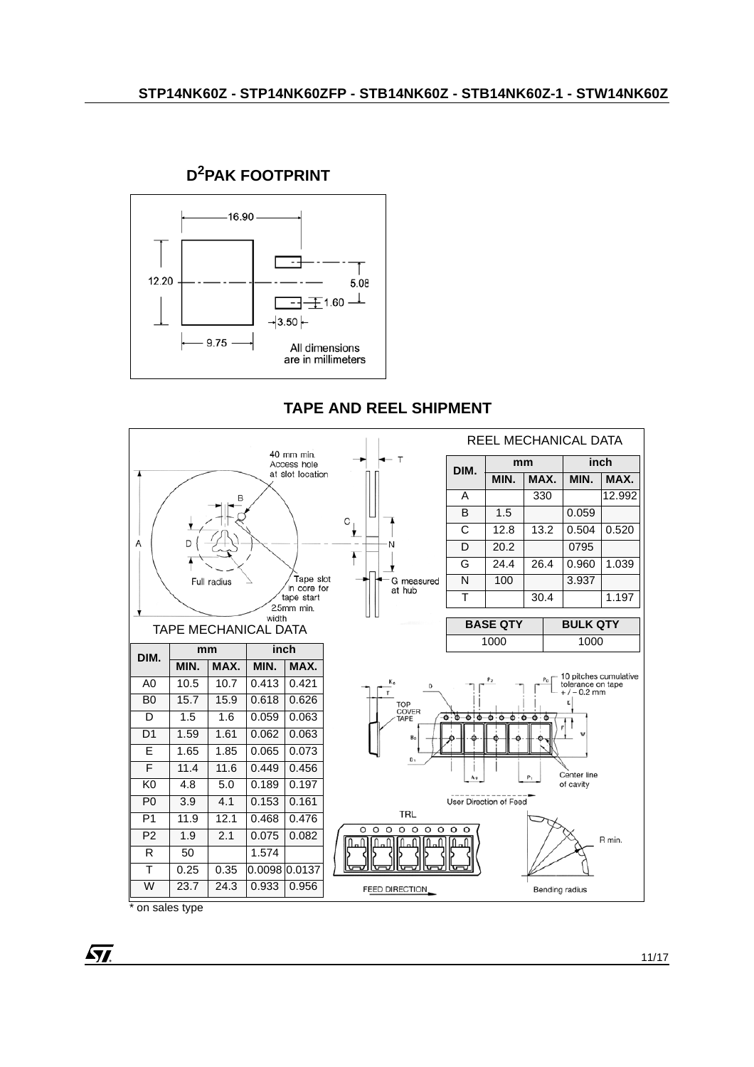## $D^2$PAK FOOTPRINT

16.90

12.20

5.08

1.60

3.50

9.75

All dimensions are in millimeters

## TAPE AND REEL SHIPMENT

REEL MECHANICAL DATA

| DIM. | mm | | inch | |
|---|---|---|---|---|
| | MIN. | MAX. | MIN. | MAX. |
| A | | 330 | | 12.992 |
| B | 1.5 | | 0.059 | |
| C | 12.8 | 13.2 | 0.504 | 0.520 |
| D | 20.2 | | 0795 | |
| G | 24.4 | 26.4 | 0.960 | 1.039 |
| N | 100 | | 3.937 | |
| T | | 30.4 | | 1.197 |

| BASE QTY | BULK QTY |
|---|---|
| 1000 | 1000 |

TAPE MECHANICAL DATA

| DIM. | mm | | inch | |
|---|---|---|---|---|
| | MIN. | MAX. | MIN. | MAX. |
| A0 | 10.5 | 10.7 | 0.413 | 0.421 |
| B0 | 15.7 | 15.9 | 0.618 | 0.626 |
| D | 1.5 | 1.6 | 0.059 | 0.063 |
| D1 | 1.59 | 1.61 | 0.062 | 0.063 |
| E | 1.65 | 1.85 | 0.065 | 0.073 |
| F | 11.4 | 11.6 | 0.449 | 0.456 |
| K0 | 4.8 | 5.0 | 0.189 | 0.197 |
| P0 | 3.9 | 4.1 | 0.153 | 0.161 |
| P1 | 11.9 | 12.1 | 0.468 | 0.476 |
| P2 | 1.9 | 2.1 | 0.075 | 0.082 |
| R | 50 | | 1.574 | |
| T | 0.25 | 0.35 | 0.0098 | 0.0137 |
| W | 23.7 | 24.3 | 0.933 | 0.956 |

40 mm min. Access hole at slot location

Full radius

Tape slot in core for tape start 25mm min. width

G measured at hub

TOP COVER TAPE

10 pitches cumulative tolerance on tape +/- 0.2 mm

Center line of cavity

User Direction of Feed

TRL

FEED DIRECTION

R min.

Bending radius

\* on sales type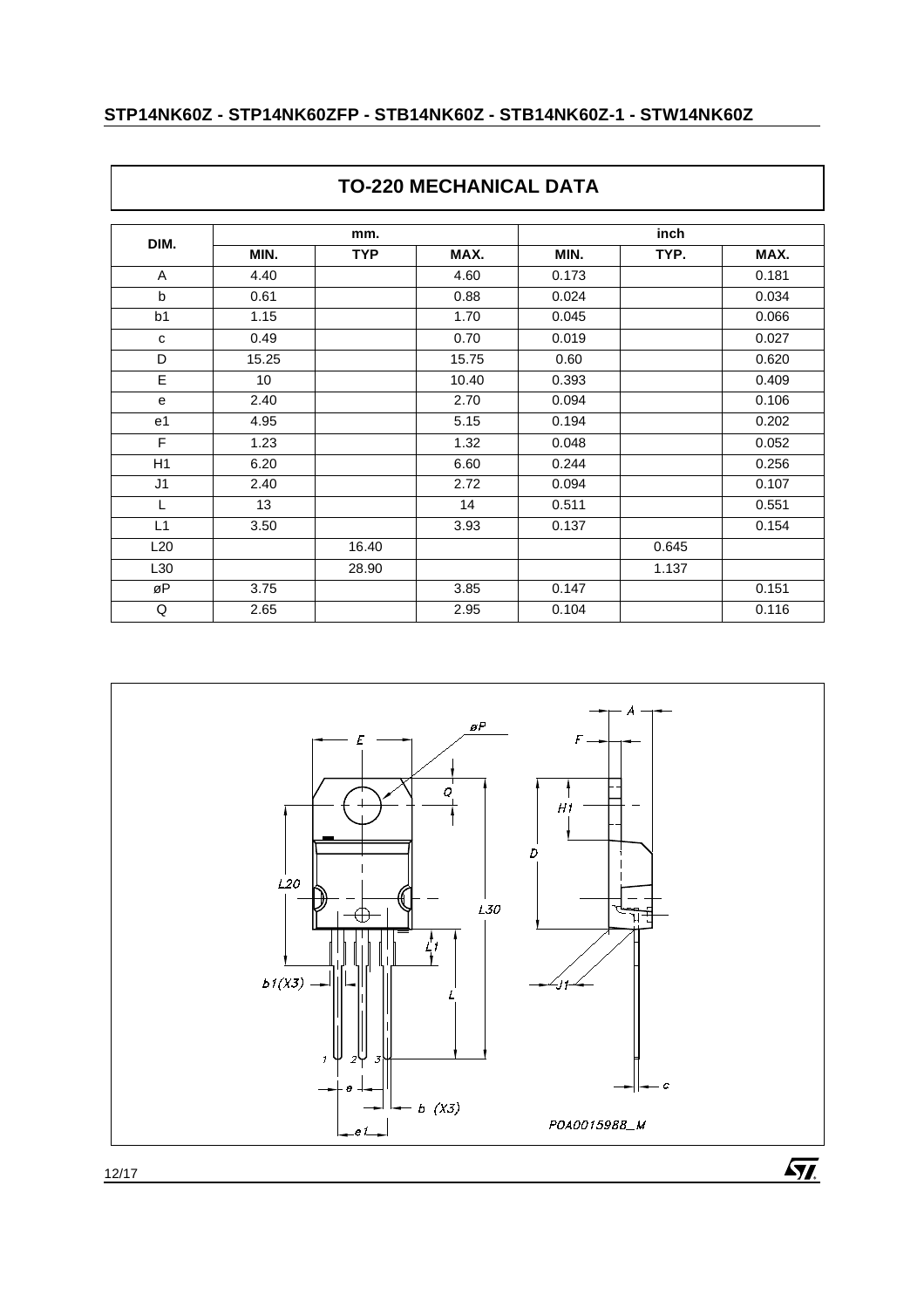## TO-220 MECHANICAL DATA

| DIM. | mm. | | | inch | | |
|---|---|---|---|---|---|---|
| | MIN. | TYP | MAX. | MIN. | TYP. | MAX. |
| A | 4.40 | | 4.60 | 0.173 | | 0.181 |
| b | 0.61 | | 0.88 | 0.024 | | 0.034 |
| b1 | 1.15 | | 1.70 | 0.045 | | 0.066 |
| c | 0.49 | | 0.70 | 0.019 | | 0.027 |
| D | 15.25 | | 15.75 | 0.60 | | 0.620 |
| E | 10 | | 10.40 | 0.393 | | 0.409 |
| e | 2.40 | | 2.70 | 0.094 | | 0.106 |
| e1 | 4.95 | | 5.15 | 0.194 | | 0.202 |
| F | 1.23 | | 1.32 | 0.048 | | 0.052 |
| H1 | 6.20 | | 6.60 | 0.244 | | 0.256 |
| J1 | 2.40 | | 2.72 | 0.094 | | 0.107 |
| L | 13 | | 14 | 0.511 | | 0.551 |
| L1 | 3.50 | | 3.93 | 0.137 | | 0.154 |
| L20 | | 16.40 | | | 0.645 | |
| L30 | | 28.90 | | | 1.137 | |
| øP | 3.75 | | 3.85 | 0.147 | | 0.151 |
| Q | 2.65 | | 2.95 | 0.104 | | 0.116 |

P0A001598B_M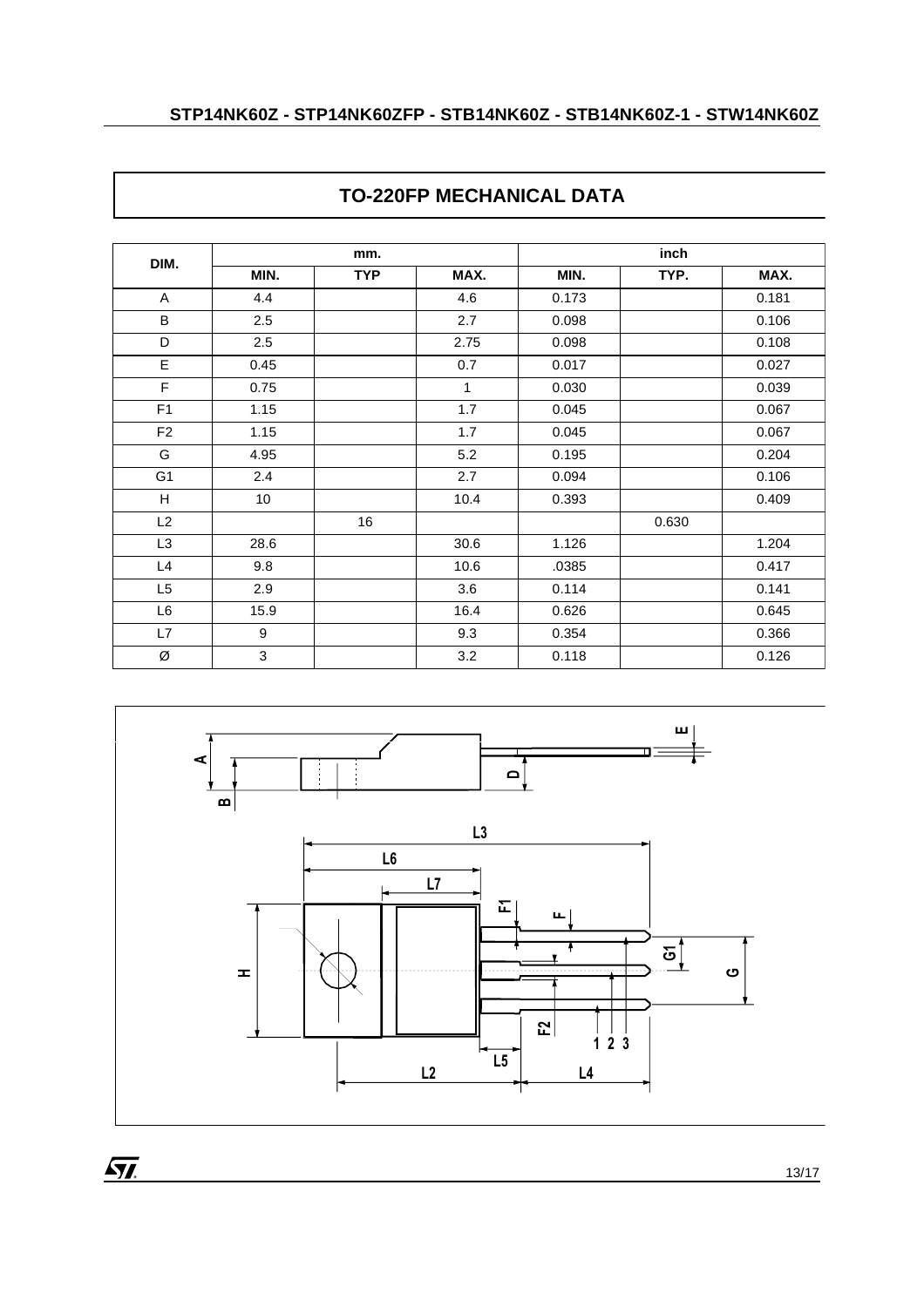## TO-220FP MECHANICAL DATA

| DIM. | mm. | | | inch | | |
|---|---|---|---|---|---|---|
| | MIN. | TYP | MAX. | MIN. | TYP. | MAX. |
| A | 4.4 | | 4.6 | 0.173 | | 0.181 |
| B | 2.5 | | 2.7 | 0.098 | | 0.106 |
| D | 2.5 | | 2.75 | 0.098 | | 0.108 |
| E | 0.45 | | 0.7 | 0.017 | | 0.027 |
| F | 0.75 | | 1 | 0.030 | | 0.039 |
| F1 | 1.15 | | 1.7 | 0.045 | | 0.067 |
| F2 | 1.15 | | 1.7 | 0.045 | | 0.067 |
| G | 4.95 | | 5.2 | 0.195 | | 0.204 |
| G1 | 2.4 | | 2.7 | 0.094 | | 0.106 |
| H | 10 | | 10.4 | 0.393 | | 0.409 |
| L2 | | 16 | | | 0.630 | |
| L3 | 28.6 | | 30.6 | 1.126 | | 1.204 |
| L4 | 9.8 | | 10.6 | .0385 | | 0.417 |
| L5 | 2.9 | | 3.6 | 0.114 | | 0.141 |
| L6 | 15.9 | | 16.4 | 0.626 | | 0.645 |
| L7 | 9 | | 9.3 | 0.354 | | 0.366 |
| Ø | 3 | | 3.2 | 0.118 | | 0.126 |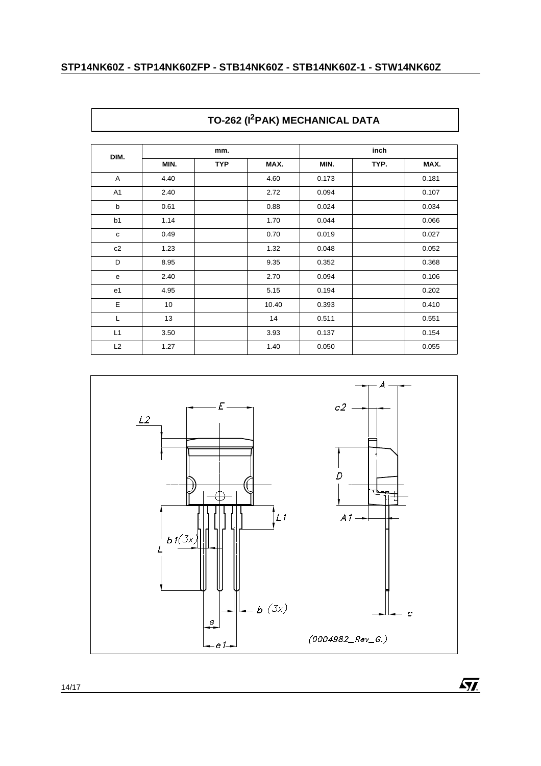## TO-262 (I²PAK) MECHANICAL DATA

| DIM. | mm. | | | inch | | |
|---|---|---|---|---|---|---|
| | MIN. | TYP | MAX. | MIN. | TYP. | MAX. |
| A | 4.40 | | 4.60 | 0.173 | | 0.181 |
| A1 | 2.40 | | 2.72 | 0.094 | | 0.107 |
| b | 0.61 | | 0.88 | 0.024 | | 0.034 |
| b1 | 1.14 | | 1.70 | 0.044 | | 0.066 |
| c | 0.49 | | 0.70 | 0.019 | | 0.027 |
| c2 | 1.23 | | 1.32 | 0.048 | | 0.052 |
| D | 8.95 | | 9.35 | 0.352 | | 0.368 |
| e | 2.40 | | 2.70 | 0.094 | | 0.106 |
| e1 | 4.95 | | 5.15 | 0.194 | | 0.202 |
| E | 10 | | 10.40 | 0.393 | | 0.410 |
| L | 13 | | 14 | 0.511 | | 0.551 |
| L1 | 3.50 | | 3.93 | 0.137 | | 0.154 |
| L2 | 1.27 | | 1.40 | 0.050 | | 0.055 |

(0004982_Rev_G.)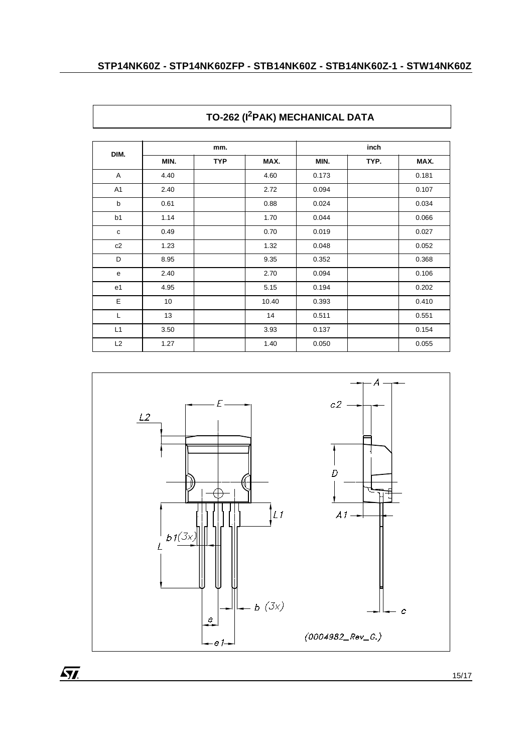## TO-262 ($I^2$PAK) MECHANICAL DATA

| DIM. | mm. | | | inch | | |
|---|---|---|---|---|---|---|
| | MIN. | TYP | MAX. | MIN. | TYP. | MAX. |
| A | 4.40 | | 4.60 | 0.173 | | 0.181 |
| A1 | 2.40 | | 2.72 | 0.094 | | 0.107 |
| b | 0.61 | | 0.88 | 0.024 | | 0.034 |
| b1 | 1.14 | | 1.70 | 0.044 | | 0.066 |
| c | 0.49 | | 0.70 | 0.019 | | 0.027 |
| c2 | 1.23 | | 1.32 | 0.048 | | 0.052 |
| D | 8.95 | | 9.35 | 0.352 | | 0.368 |
| e | 2.40 | | 2.70 | 0.094 | | 0.106 |
| e1 | 4.95 | | 5.15 | 0.194 | | 0.202 |
| E | 10 | | 10.40 | 0.393 | | 0.410 |
| L | 13 | | 14 | 0.511 | | 0.551 |
| L1 | 3.50 | | 3.93 | 0.137 | | 0.154 |
| L2 | 1.27 | | 1.40 | 0.050 | | 0.055 |

(0004982_Rev_C.)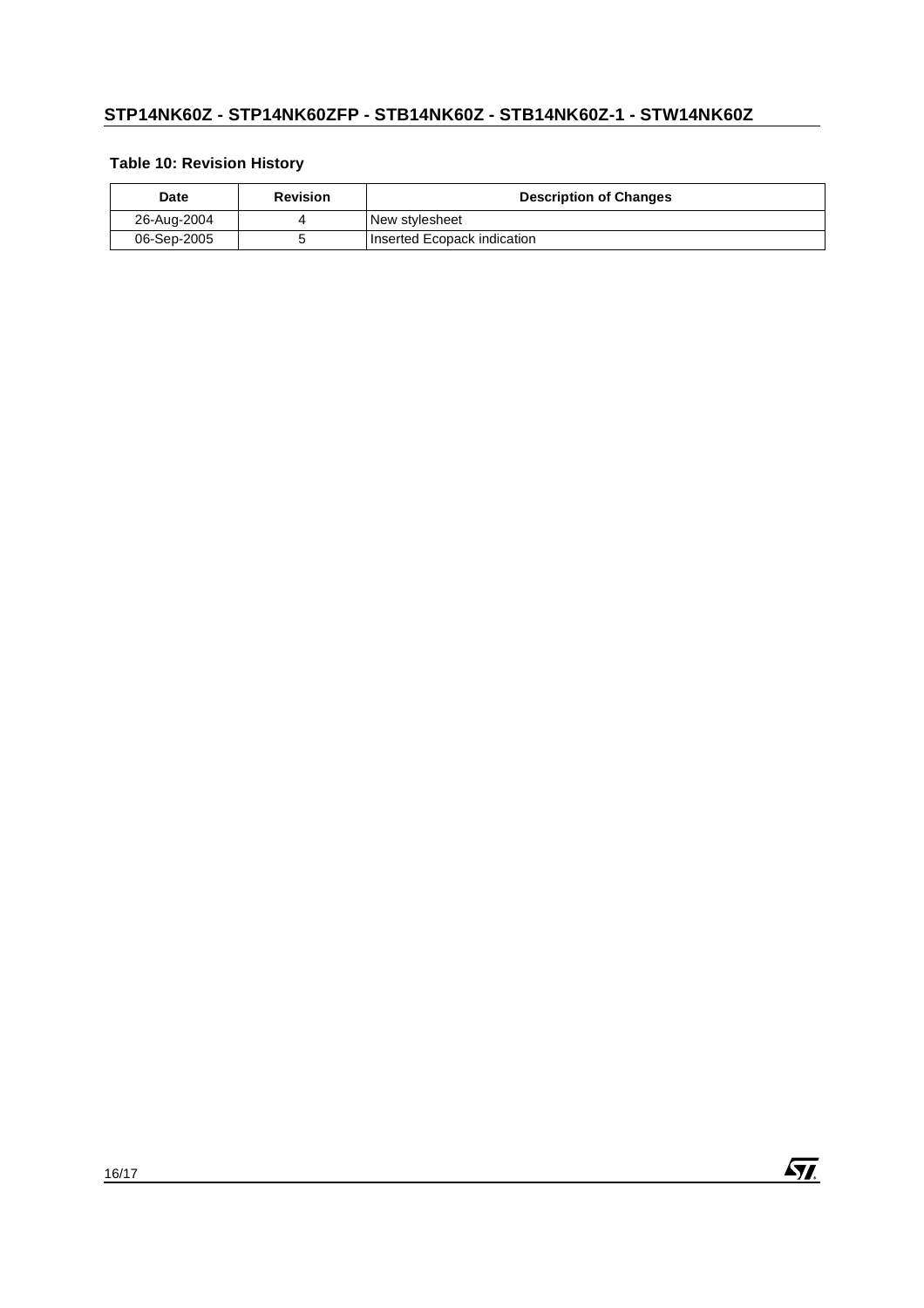**Table 10: Revision History**

| Date | Revision | Description of Changes |
| --- | --- | --- |
| 26-Aug-2004 | 4 | New stylesheet |
| 06-Sep-2005 | 5 | Inserted Ecopack indication |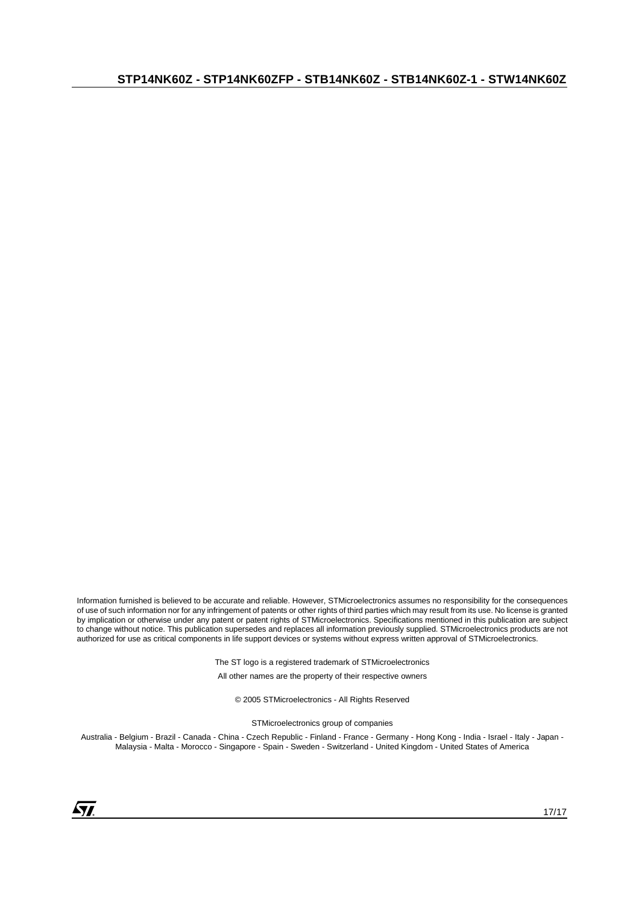Information furnished is believed to be accurate and reliable. However, STMicroelectronics assumes no responsibility for the consequences of use of such information nor for any infringement of patents or other rights of third parties which may result from its use. No license is granted by implication or otherwise under any patent or patent rights of STMicroelectronics. Specifications mentioned in this publication are subject to change without notice. This publication supersedes and replaces all information previously supplied. STMicroelectronics products are not authorized for use as critical components in life support devices or systems without express written approval of STMicroelectronics.

The ST logo is a registered trademark of STMicroelectronics

All other names are the property of their respective owners

© 2005 STMicroelectronics - All Rights Reserved

STMicroelectronics group of companies

Australia - Belgium - Brazil - Canada - China - Czech Republic - Finland - France - Germany - Hong Kong - India - Israel - Italy - Japan - Malaysia - Malta - Morocco - Singapore - Spain - Sweden - Switzerland - United Kingdom - United States of America